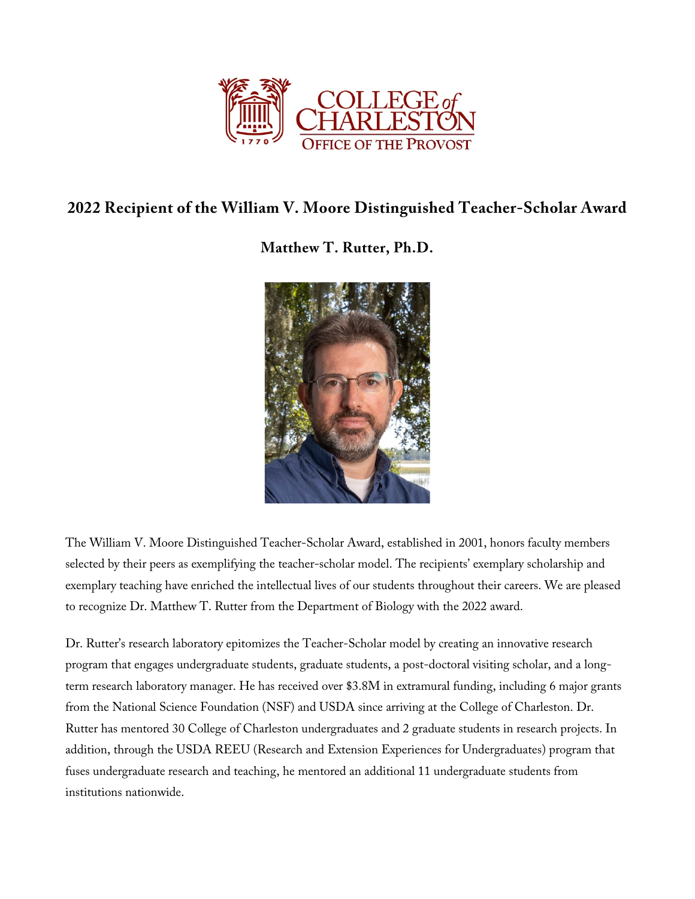COLLEGE of CHARLESTON
OFFICE OF THE PROVOST

# 2022 Recipient of the William V. Moore Distinguished Teacher-Scholar Award

## Matthew T. Rutter, Ph.D.

The William V. Moore Distinguished Teacher-Scholar Award, established in 2001, honors faculty members selected by their peers as exemplifying the teacher-scholar model. The recipients' exemplary scholarship and exemplary teaching have enriched the intellectual lives of our students throughout their careers. We are pleased to recognize Dr. Matthew T. Rutter from the Department of Biology with the 2022 award.

Dr. Rutter's research laboratory epitomizes the Teacher-Scholar model by creating an innovative research program that engages undergraduate students, graduate students, a post-doctoral visiting scholar, and a long-term research laboratory manager. He has received over $3.8M in extramural funding, including 6 major grants from the National Science Foundation (NSF) and USDA since arriving at the College of Charleston. Dr. Rutter has mentored 30 College of Charleston undergraduates and 2 graduate students in research projects. In addition, through the USDA REEU (Research and Extension Experiences for Undergraduates) program that fuses undergraduate research and teaching, he mentored an additional 11 undergraduate students from institutions nationwide.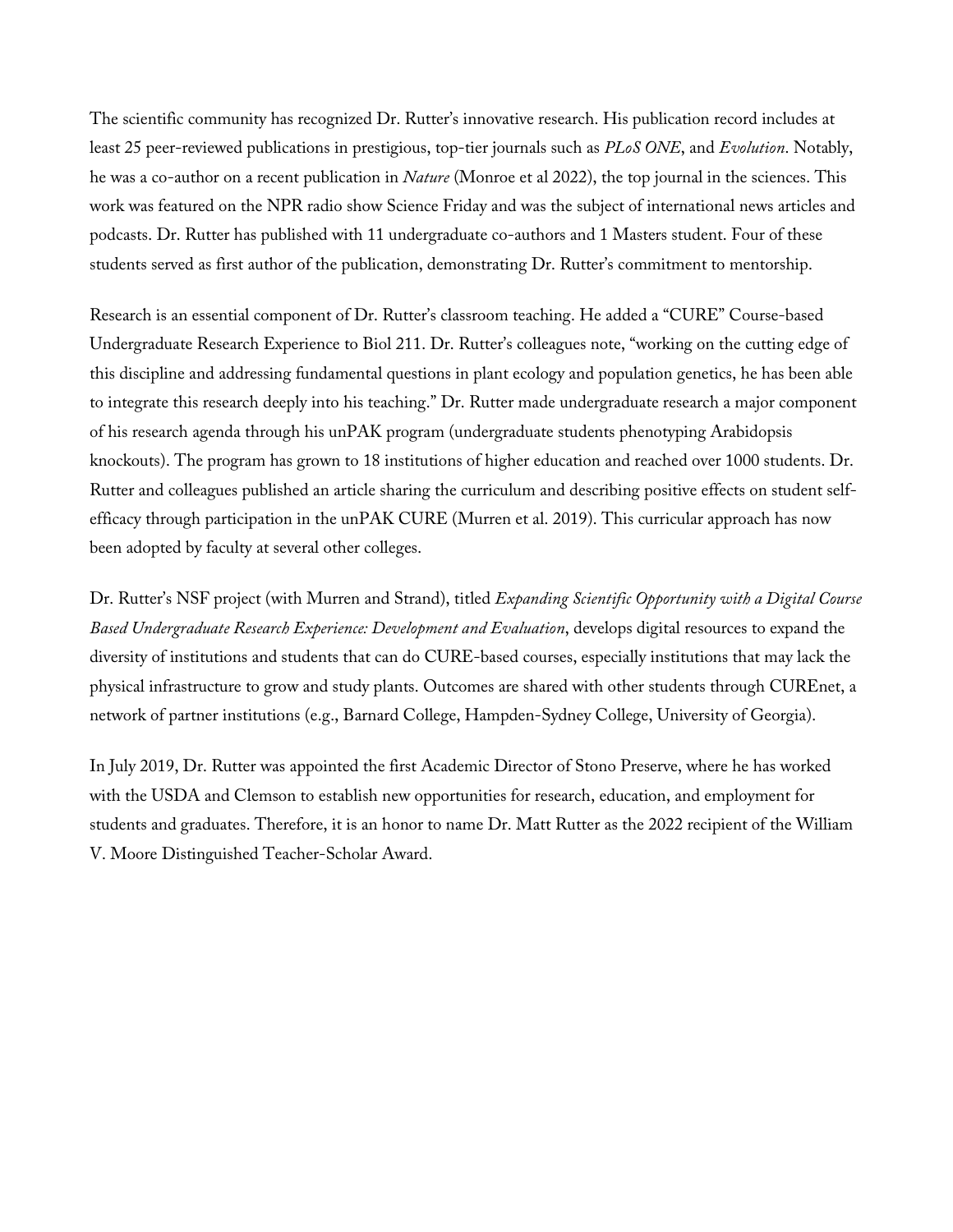The scientific community has recognized Dr. Rutter's innovative research. His publication record includes at least 25 peer-reviewed publications in prestigious, top-tier journals such as *PLoS ONE*, and *Evolution*. Notably, he was a co-author on a recent publication in *Nature* (Monroe et al 2022), the top journal in the sciences. This work was featured on the NPR radio show Science Friday and was the subject of international news articles and podcasts. Dr. Rutter has published with 11 undergraduate co-authors and 1 Masters student. Four of these students served as first author of the publication, demonstrating Dr. Rutter's commitment to mentorship.

Research is an essential component of Dr. Rutter's classroom teaching. He added a "CURE" Course-based Undergraduate Research Experience to Biol 211. Dr. Rutter's colleagues note, "working on the cutting edge of this discipline and addressing fundamental questions in plant ecology and population genetics, he has been able to integrate this research deeply into his teaching." Dr. Rutter made undergraduate research a major component of his research agenda through his unPAK program (undergraduate students phenotyping Arabidopsis knockouts). The program has grown to 18 institutions of higher education and reached over 1000 students. Dr. Rutter and colleagues published an article sharing the curriculum and describing positive effects on student self-efficacy through participation in the unPAK CURE (Murren et al. 2019). This curricular approach has now been adopted by faculty at several other colleges.

Dr. Rutter's NSF project (with Murren and Strand), titled *Expanding Scientific Opportunity with a Digital Course Based Undergraduate Research Experience: Development and Evaluation*, develops digital resources to expand the diversity of institutions and students that can do CURE-based courses, especially institutions that may lack the physical infrastructure to grow and study plants. Outcomes are shared with other students through CUREnet, a network of partner institutions (e.g., Barnard College, Hampden-Sydney College, University of Georgia).

In July 2019, Dr. Rutter was appointed the first Academic Director of Stono Preserve, where he has worked with the USDA and Clemson to establish new opportunities for research, education, and employment for students and graduates. Therefore, it is an honor to name Dr. Matt Rutter as the 2022 recipient of the William V. Moore Distinguished Teacher-Scholar Award.